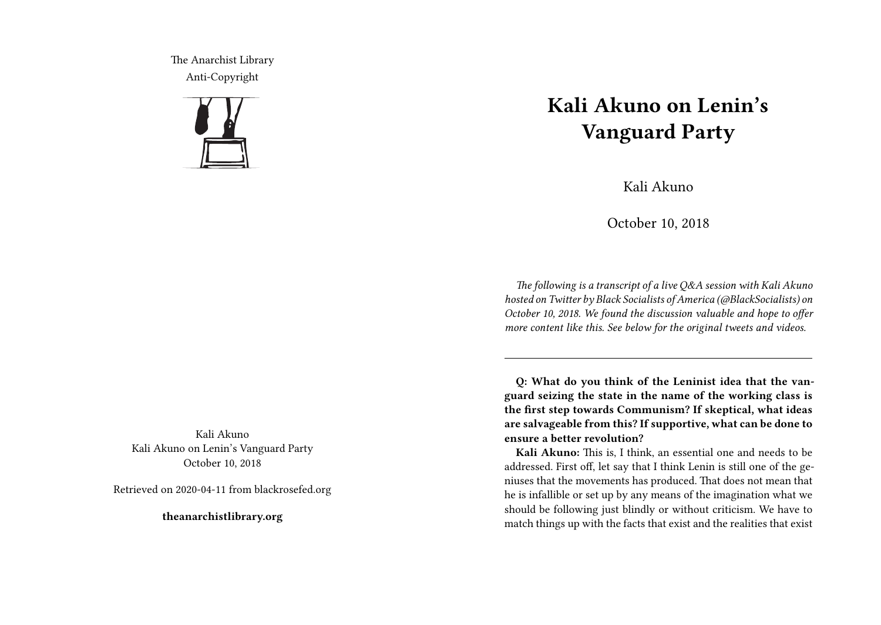The Anarchist Library
Anti-Copyright

Kali Akuno
Kali Akuno on Lenin's Vanguard Party
October 10, 2018

Retrieved on 2020-04-11 from blackrosefed.org

**theanarchistlibrary.org**

# Kali Akuno on Lenin's Vanguard Party

Kali Akuno

October 10, 2018

*The following is a transcript of a live Q&A session with Kali Akuno hosted on Twitter by Black Socialists of America (@BlackSocialists) on October 10, 2018. We found the discussion valuable and hope to offer more content like this. See below for the original tweets and videos.*

---

**Q: What do you think of the Leninist idea that the vanguard seizing the state in the name of the working class is the first step towards Communism? If skeptical, what ideas are salvageable from this? If supportive, what can be done to ensure a better revolution?**

**Kali Akuno:** This is, I think, an essential one and needs to be addressed. First off, let say that I think Lenin is still one of the geniuses that the movements has produced. That does not mean that he is infallible or set up by any means of the imagination what we should be following just blindly or without criticism. We have to match things up with the facts that exist and the realities that exist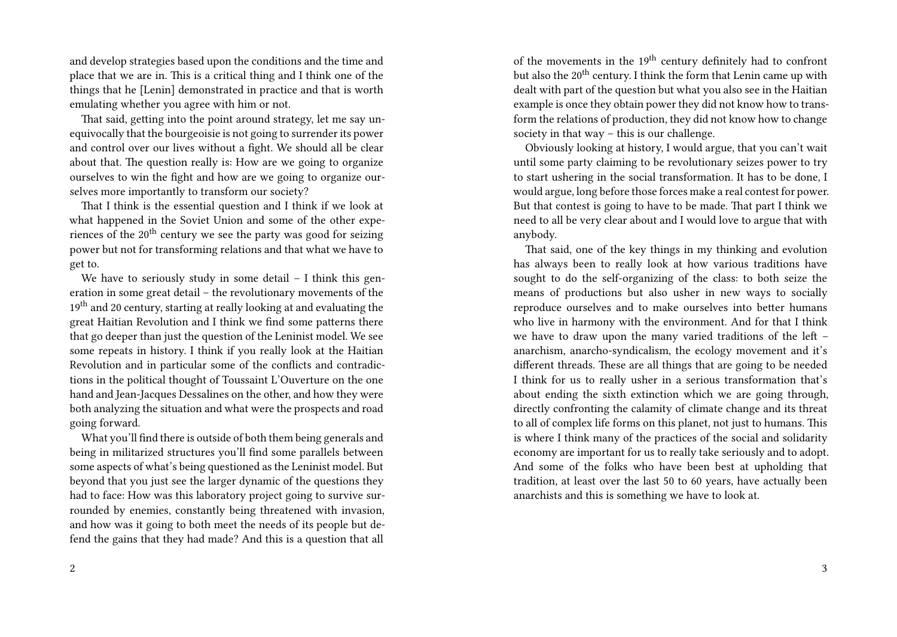and develop strategies based upon the conditions and the time and place that we are in. This is a critical thing and I think one of the things that he [Lenin] demonstrated in practice and that is worth emulating whether you agree with him or not.

That said, getting into the point around strategy, let me say unequivocally that the bourgeoisie is not going to surrender its power and control over our lives without a fight. We should all be clear about that. The question really is: How are we going to organize ourselves to win the fight and how are we going to organize ourselves more importantly to transform our society?

That I think is the essential question and I think if we look at what happened in the Soviet Union and some of the other experiences of the 20th century we see the party was good for seizing power but not for transforming relations and that what we have to get to.

We have to seriously study in some detail – I think this generation in some great detail – the revolutionary movements of the 19th and 20 century, starting at really looking at and evaluating the great Haitian Revolution and I think we find some patterns there that go deeper than just the question of the Leninist model. We see some repeats in history. I think if you really look at the Haitian Revolution and in particular some of the conflicts and contradictions in the political thought of Toussaint L'Ouverture on the one hand and Jean-Jacques Dessalines on the other, and how they were both analyzing the situation and what were the prospects and road going forward.

What you'll find there is outside of both them being generals and being in militarized structures you'll find some parallels between some aspects of what's being questioned as the Leninist model. But beyond that you just see the larger dynamic of the questions they had to face: How was this laboratory project going to survive surrounded by enemies, constantly being threatened with invasion, and how was it going to both meet the needs of its people but defend the gains that they had made? And this is a question that all of the movements in the 19th century definitely had to confront but also the 20th century. I think the form that Lenin came up with dealt with part of the question but what you also see in the Haitian example is once they obtain power they did not know how to transform the relations of production, they did not know how to change society in that way – this is our challenge.

Obviously looking at history, I would argue, that you can't wait until some party claiming to be revolutionary seizes power to try to start ushering in the social transformation. It has to be done, I would argue, long before those forces make a real contest for power. But that contest is going to have to be made. That part I think we need to all be very clear about and I would love to argue that with anybody.

That said, one of the key things in my thinking and evolution has always been to really look at how various traditions have sought to do the self-organizing of the class: to both seize the means of productions but also usher in new ways to socially reproduce ourselves and to make ourselves into better humans who live in harmony with the environment. And for that I think we have to draw upon the many varied traditions of the left – anarchism, anarcho-syndicalism, the ecology movement and it's different threads. These are all things that are going to be needed I think for us to really usher in a serious transformation that's about ending the sixth extinction which we are going through, directly confronting the calamity of climate change and its threat to all of complex life forms on this planet, not just to humans. This is where I think many of the practices of the social and solidarity economy are important for us to really take seriously and to adopt. And some of the folks who have been best at upholding that tradition, at least over the last 50 to 60 years, have actually been anarchists and this is something we have to look at.